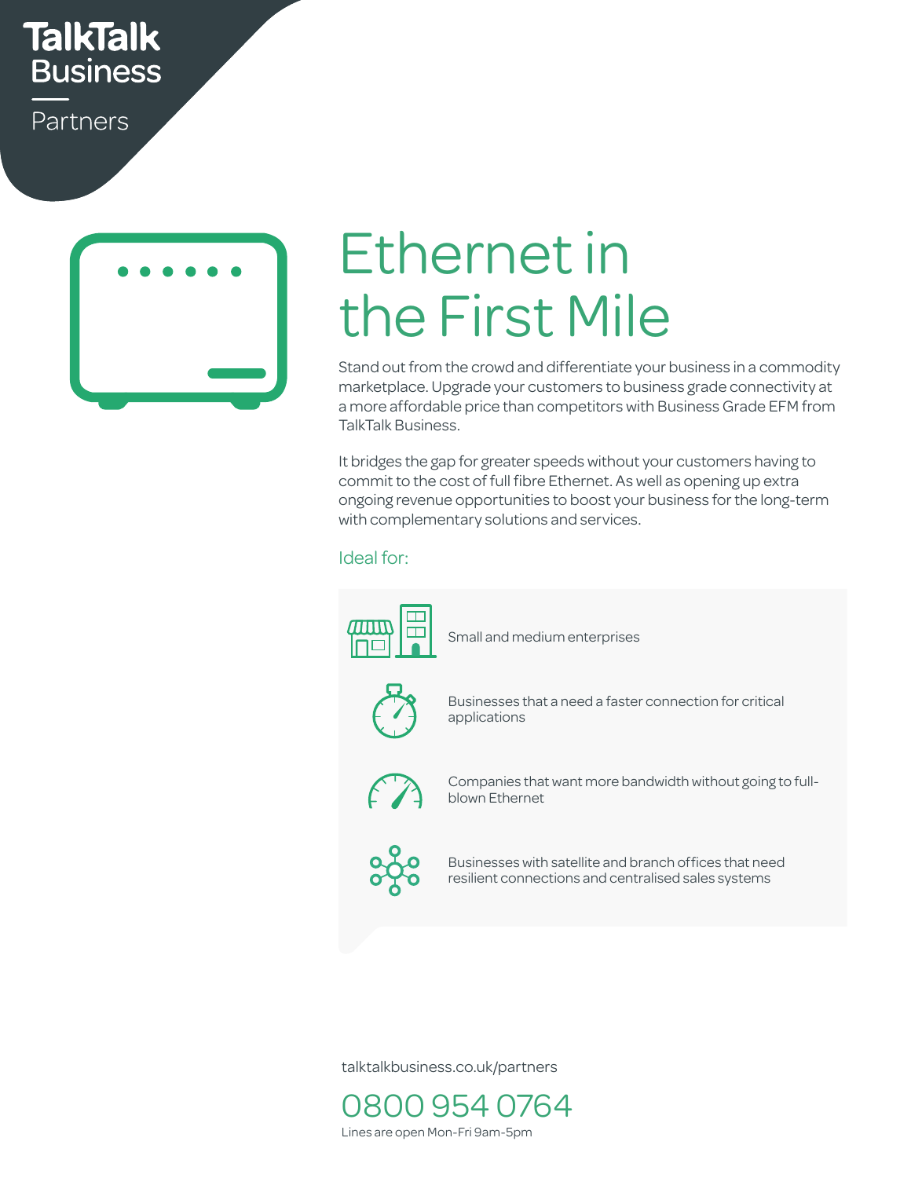TalkTalk Business

Partners

# Ethernet in the First Mile

Stand out from the crowd and differentiate your business in a commodity marketplace. Upgrade your customers to business grade connectivity at a more affordable price than competitors with Business Grade EFM from TalkTalk Business.

It bridges the gap for greater speeds without your customers having to commit to the cost of full fibre Ethernet. As well as opening up extra ongoing revenue opportunities to boost your business for the long-term with complementary solutions and services.

## Ideal for:

- Small and medium enterprises
- Businesses that a need a faster connection for critical applications
- Companies that want more bandwidth without going to full-blown Ethernet
- Businesses with satellite and branch offices that need resilient connections and centralised sales systems

talktalkbusiness.co.uk/partners

0800 954 0764

Lines are open Mon-Fri 9am-5pm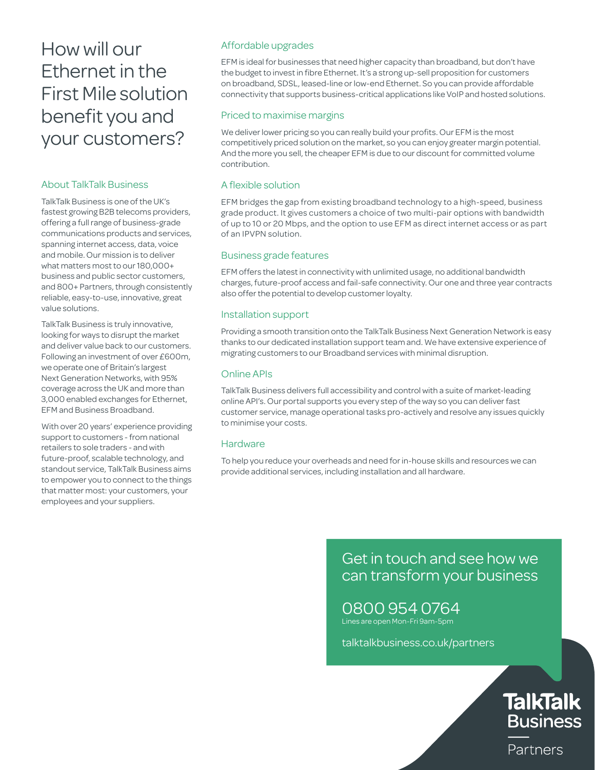# How will our Ethernet in the First Mile solution benefit you and your customers?

## About TalkTalk Business

TalkTalk Business is one of the UK's fastest growing B2B telecoms providers, offering a full range of business-grade communications products and services, spanning internet access, data, voice and mobile. Our mission is to deliver what matters most to our 180,000+ business and public sector customers, and 800+ Partners, through consistently reliable, easy-to-use, innovative, great value solutions.

TalkTalk Business is truly innovative, looking for ways to disrupt the market and deliver value back to our customers. Following an investment of over £600m, we operate one of Britain's largest Next Generation Networks, with 95% coverage across the UK and more than 3,000 enabled exchanges for Ethernet, EFM and Business Broadband.

With over 20 years' experience providing support to customers - from national retailers to sole traders - and with future-proof, scalable technology, and standout service, TalkTalk Business aims to empower you to connect to the things that matter most: your customers, your employees and your suppliers.

## Affordable upgrades

EFM is ideal for businesses that need higher capacity than broadband, but don't have the budget to invest in fibre Ethernet. It's a strong up-sell proposition for customers on broadband, SDSL, leased-line or low-end Ethernet. So you can provide affordable connectivity that supports business-critical applications like VoIP and hosted solutions.

## Priced to maximise margins

We deliver lower pricing so you can really build your profits. Our EFM is the most competitively priced solution on the market, so you can enjoy greater margin potential. And the more you sell, the cheaper EFM is due to our discount for committed volume contribution.

## A flexible solution

EFM bridges the gap from existing broadband technology to a high-speed, business grade product. It gives customers a choice of two multi-pair options with bandwidth of up to 10 or 20 Mbps, and the option to use EFM as direct internet access or as part of an IPVPN solution.

## Business grade features

EFM offers the latest in connectivity with unlimited usage, no additional bandwidth charges, future-proof access and fail-safe connectivity. Our one and three year contracts also offer the potential to develop customer loyalty.

## Installation support

Providing a smooth transition onto the TalkTalk Business Next Generation Network is easy thanks to our dedicated installation support team and. We have extensive experience of migrating customers to our Broadband services with minimal disruption.

## Online APIs

TalkTalk Business delivers full accessibility and control with a suite of market-leading online API's. Our portal supports you every step of the way so you can deliver fast customer service, manage operational tasks pro-actively and resolve any issues quickly to minimise your costs.

## Hardware

To help you reduce your overheads and need for in-house skills and resources we can provide additional services, including installation and all hardware.

## Get in touch and see how we can transform your business

0800 954 0764

Lines are open Mon-Fri 9am-5pm

talktalkbusiness.co.uk/partners

TalkTalk Business

Partners